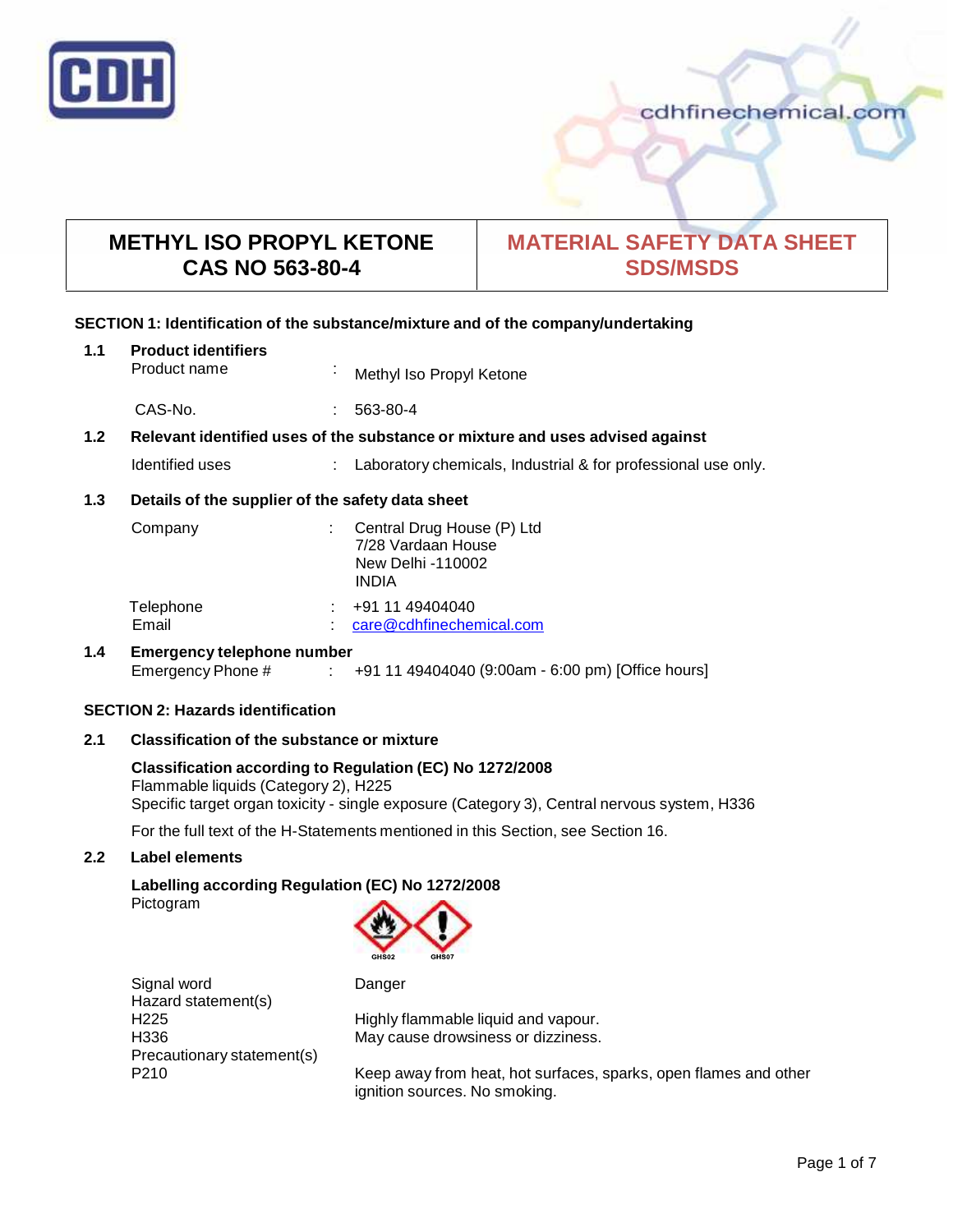# METHYL ISO PROPYL KETONE
# CAS NO 563-80-4

# MATERIAL SAFETY DATA SHEET
# SDS/MSDS

## SECTION 1: Identification of the substance/mixture and of the company/undertaking

### 1.1 Product identifiers

| | | |
|---|---|---|
| Product name | : | Methyl Iso Propyl Ketone |
| CAS-No. | : | 563-80-4 |

### 1.2 Relevant identified uses of the substance or mixture and uses advised against

| | | |
|---|---|---|
| Identified uses | : | Laboratory chemicals, Industrial & for professional use only. |

### 1.3 Details of the supplier of the safety data sheet

| | | |
|---|---|---|
| Company | : | Central Drug House (P) Ltd<br>7/28 Vardaan House<br>New Delhi -110002<br>INDIA |
| Telephone | : | +91 11 49404040 |
| Email | : | care@cdhfinechemical.com |

### 1.4 Emergency telephone number

| | | |
|---|---|---|
| Emergency Phone # | : | +91 11 49404040 (9:00am - 6:00 pm) [Office hours] |

## SECTION 2: Hazards identification

### 2.1 Classification of the substance or mixture

**Classification according to Regulation (EC) No 1272/2008**

Flammable liquids (Category 2), H225

Specific target organ toxicity - single exposure (Category 3), Central nervous system, H336

For the full text of the H-Statements mentioned in this Section, see Section 16.

### 2.2 Label elements

**Labelling according Regulation (EC) No 1272/2008**

Pictogram

GHS02 GHS07

| | |
|---|---|
| Signal word | Danger |
| Hazard statement(s) | |
| H225 | Highly flammable liquid and vapour. |
| H336 | May cause drowsiness or dizziness. |
| Precautionary statement(s) | |
| P210 | Keep away from heat, hot surfaces, sparks, open flames and other ignition sources. No smoking. |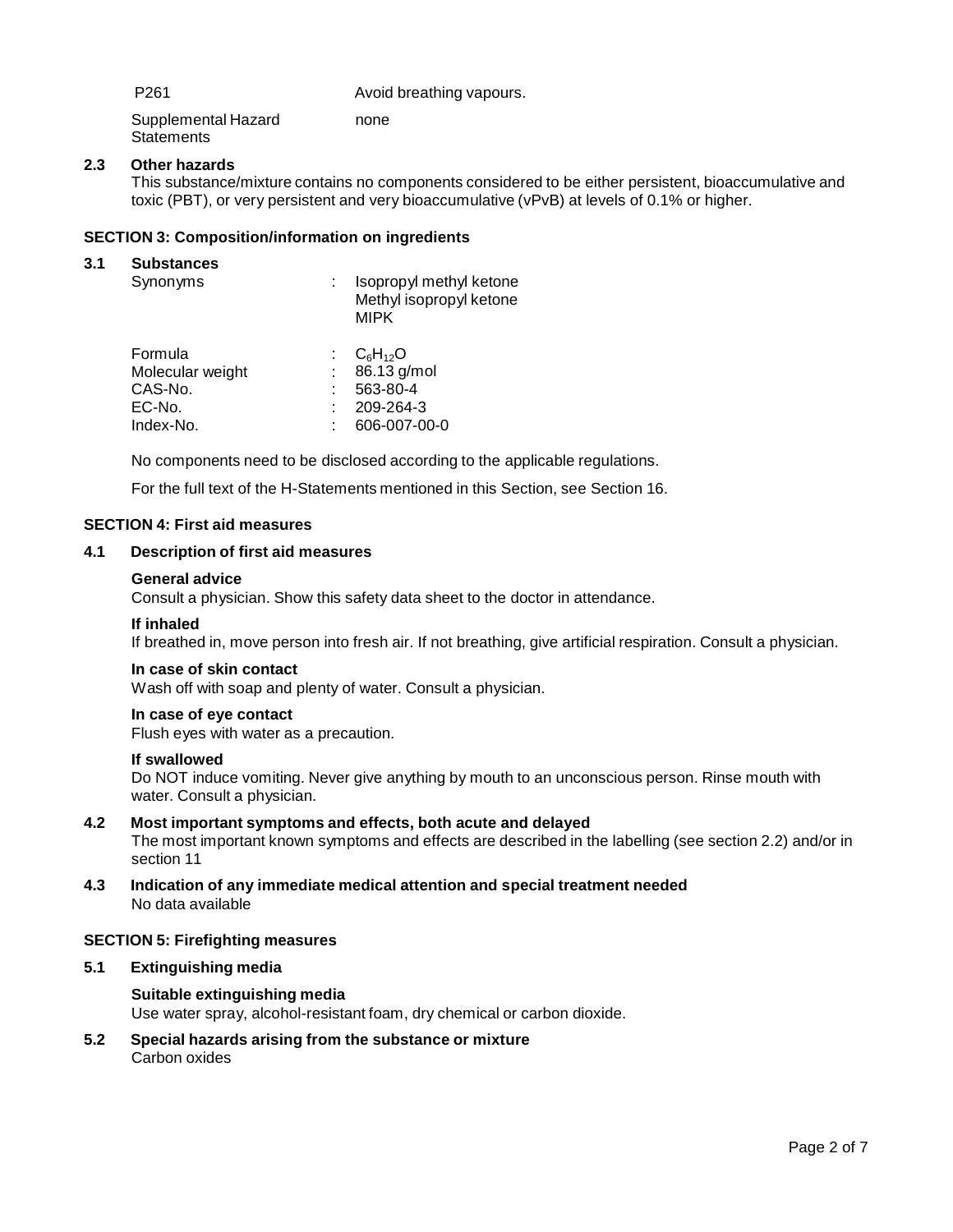| | |
|---|---|
| P261 | Avoid breathing vapours. |
| Supplemental Hazard Statements | none |

### 2.3 Other hazards

This substance/mixture contains no components considered to be either persistent, bioaccumulative and toxic (PBT), or very persistent and very bioaccumulative (vPvB) at levels of 0.1% or higher.

## SECTION 3: Composition/information on ingredients

### 3.1 Substances

| | | |
|---|---|---|
| Synonyms | : | Isopropyl methyl ketone<br>Methyl isopropyl ketone<br>MIPK |
| Formula | : | $C_6H_{12}O$ |
| Molecular weight | : | 86.13 g/mol |
| CAS-No. | : | 563-80-4 |
| EC-No. | : | 209-264-3 |
| Index-No. | : | 606-007-00-0 |

No components need to be disclosed according to the applicable regulations.

For the full text of the H-Statements mentioned in this Section, see Section 16.

## SECTION 4: First aid measures

### 4.1 Description of first aid measures

**General advice**
Consult a physician. Show this safety data sheet to the doctor in attendance.

**If inhaled**
If breathed in, move person into fresh air. If not breathing, give artificial respiration. Consult a physician.

**In case of skin contact**
Wash off with soap and plenty of water. Consult a physician.

**In case of eye contact**
Flush eyes with water as a precaution.

**If swallowed**
Do NOT induce vomiting. Never give anything by mouth to an unconscious person. Rinse mouth with water. Consult a physician.

### 4.2 Most important symptoms and effects, both acute and delayed

The most important known symptoms and effects are described in the labelling (see section 2.2) and/or in section 11

### 4.3 Indication of any immediate medical attention and special treatment needed

No data available

## SECTION 5: Firefighting measures

### 5.1 Extinguishing media

**Suitable extinguishing media**
Use water spray, alcohol-resistant foam, dry chemical or carbon dioxide.

### 5.2 Special hazards arising from the substance or mixture

Carbon oxides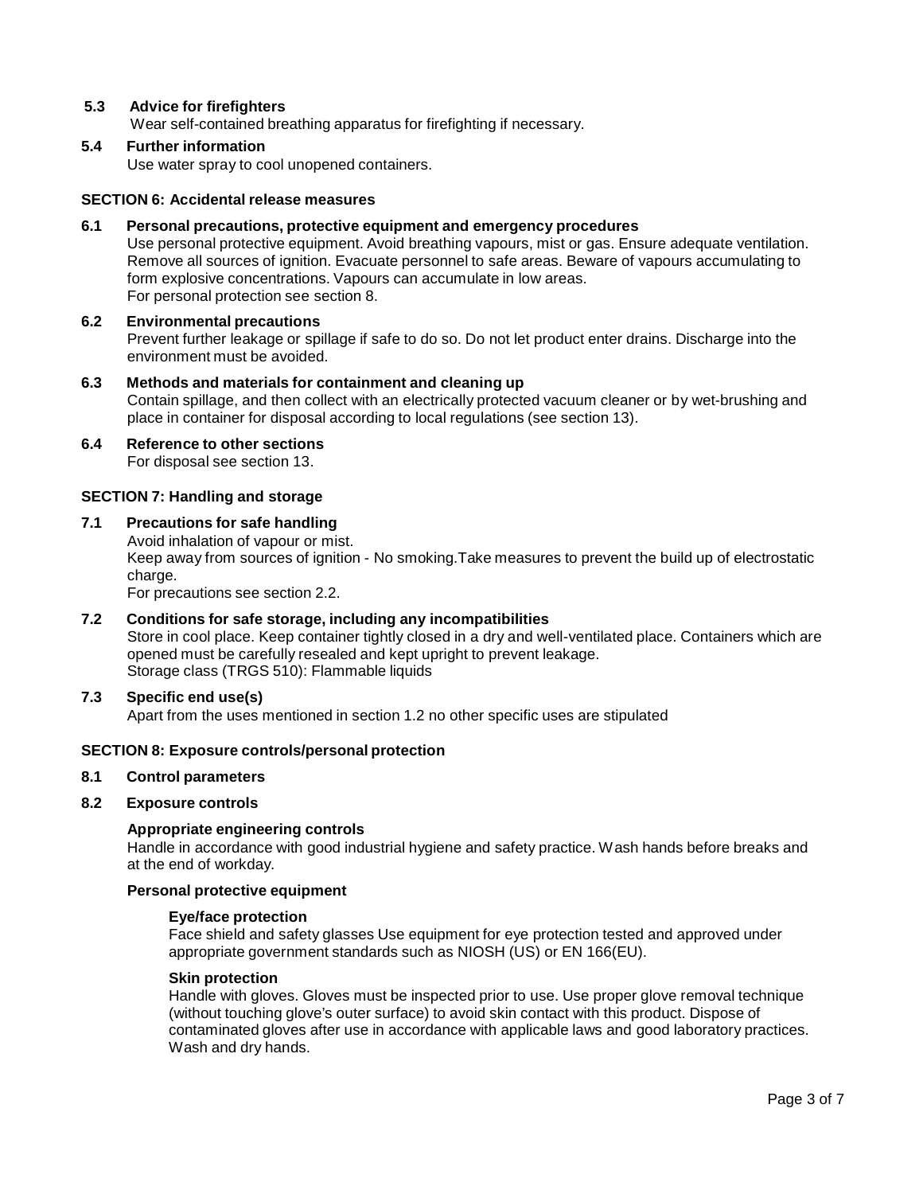### 5.3 Advice for firefighters

Wear self-contained breathing apparatus for firefighting if necessary.

### 5.4 Further information

Use water spray to cool unopened containers.

## SECTION 6: Accidental release measures

### 6.1 Personal precautions, protective equipment and emergency procedures

Use personal protective equipment. Avoid breathing vapours, mist or gas. Ensure adequate ventilation. Remove all sources of ignition. Evacuate personnel to safe areas. Beware of vapours accumulating to form explosive concentrations. Vapours can accumulate in low areas.
For personal protection see section 8.

### 6.2 Environmental precautions

Prevent further leakage or spillage if safe to do so. Do not let product enter drains. Discharge into the environment must be avoided.

### 6.3 Methods and materials for containment and cleaning up

Contain spillage, and then collect with an electrically protected vacuum cleaner or by wet-brushing and place in container for disposal according to local regulations (see section 13).

### 6.4 Reference to other sections

For disposal see section 13.

## SECTION 7: Handling and storage

### 7.1 Precautions for safe handling

Avoid inhalation of vapour or mist.
Keep away from sources of ignition - No smoking.Take measures to prevent the build up of electrostatic charge.
For precautions see section 2.2.

### 7.2 Conditions for safe storage, including any incompatibilities

Store in cool place. Keep container tightly closed in a dry and well-ventilated place. Containers which are opened must be carefully resealed and kept upright to prevent leakage.
Storage class (TRGS 510): Flammable liquids

### 7.3 Specific end use(s)

Apart from the uses mentioned in section 1.2 no other specific uses are stipulated

## SECTION 8: Exposure controls/personal protection

### 8.1 Control parameters

### 8.2 Exposure controls

**Appropriate engineering controls**

Handle in accordance with good industrial hygiene and safety practice. Wash hands before breaks and at the end of workday.

**Personal protective equipment**

**Eye/face protection**

Face shield and safety glasses Use equipment for eye protection tested and approved under appropriate government standards such as NIOSH (US) or EN 166(EU).

**Skin protection**

Handle with gloves. Gloves must be inspected prior to use. Use proper glove removal technique (without touching glove's outer surface) to avoid skin contact with this product. Dispose of contaminated gloves after use in accordance with applicable laws and good laboratory practices. Wash and dry hands.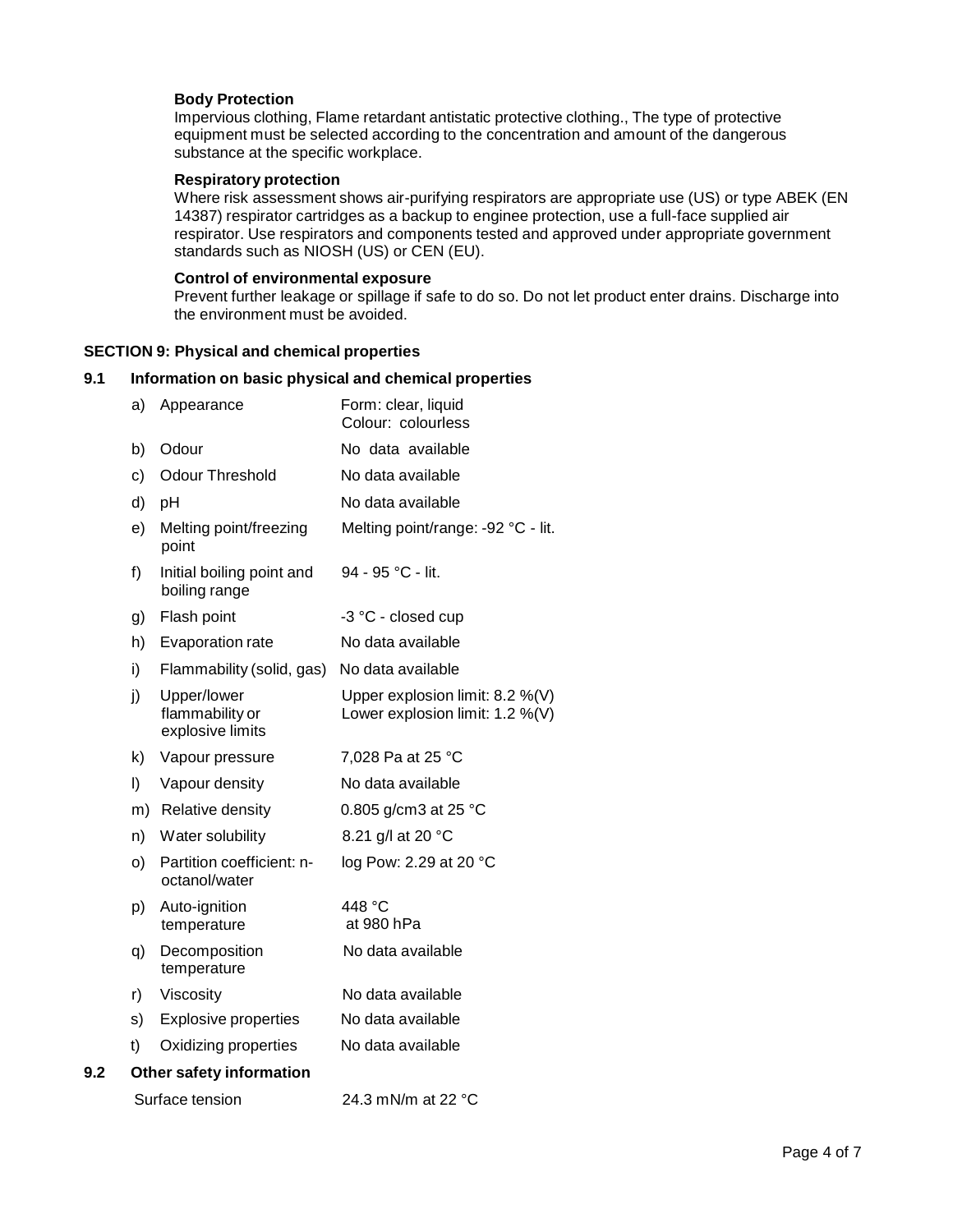**Body Protection**

Impervious clothing, Flame retardant antistatic protective clothing., The type of protective equipment must be selected according to the concentration and amount of the dangerous substance at the specific workplace.

**Respiratory protection**

Where risk assessment shows air-purifying respirators are appropriate use (US) or type ABEK (EN 14387) respirator cartridges as a backup to enginee protection, use a full-face supplied air respirator. Use respirators and components tested and approved under appropriate government standards such as NIOSH (US) or CEN (EU).

**Control of environmental exposure**

Prevent further leakage or spillage if safe to do so. Do not let product enter drains. Discharge into the environment must be avoided.

## SECTION 9: Physical and chemical properties

### 9.1 Information on basic physical and chemical properties

| | Property | Value |
|---|---|---|
| a) | Appearance | Form: clear, liquid<br>Colour: colourless |
| b) | Odour | No data available |
| c) | Odour Threshold | No data available |
| d) | pH | No data available |
| e) | Melting point/freezing point | Melting point/range: -92 °C - lit. |
| f) | Initial boiling point and boiling range | 94 - 95 °C - lit. |
| g) | Flash point | -3 °C - closed cup |
| h) | Evaporation rate | No data available |
| i) | Flammability (solid, gas) | No data available |
| j) | Upper/lower flammability or explosive limits | Upper explosion limit: 8.2 %(V)<br>Lower explosion limit: 1.2 %(V) |
| k) | Vapour pressure | 7,028 Pa at 25 °C |
| l) | Vapour density | No data available |
| m) | Relative density | 0.805 g/cm3 at 25 °C |
| n) | Water solubility | 8.21 g/l at 20 °C |
| o) | Partition coefficient: n-octanol/water | log Pow: 2.29 at 20 °C |
| p) | Auto-ignition temperature | 448 °C<br>at 980 hPa |
| q) | Decomposition temperature | No data available |
| r) | Viscosity | No data available |
| s) | Explosive properties | No data available |
| t) | Oxidizing properties | No data available |

### 9.2 Other safety information

| Property | Value |
|---|---|
| Surface tension | 24.3 mN/m at 22 °C |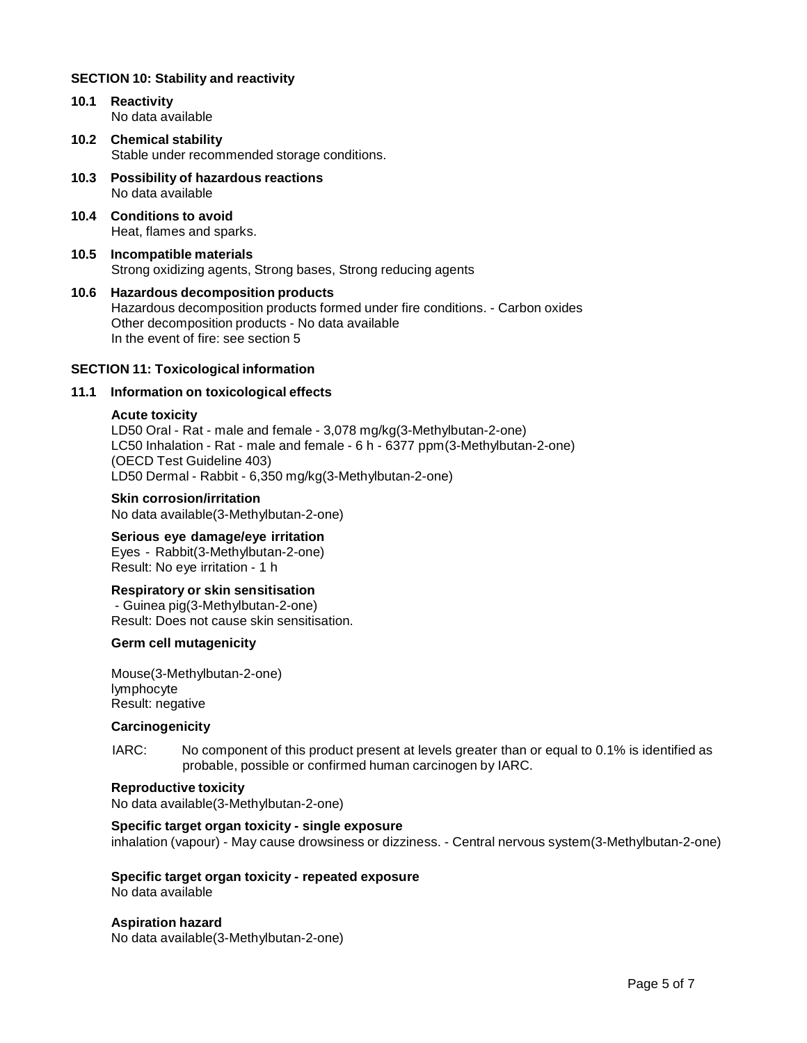## SECTION 10: Stability and reactivity

### 10.1 Reactivity

No data available

### 10.2 Chemical stability

Stable under recommended storage conditions.

### 10.3 Possibility of hazardous reactions

No data available

### 10.4 Conditions to avoid

Heat, flames and sparks.

### 10.5 Incompatible materials

Strong oxidizing agents, Strong bases, Strong reducing agents

### 10.6 Hazardous decomposition products

Hazardous decomposition products formed under fire conditions. - Carbon oxides
Other decomposition products - No data available
In the event of fire: see section 5

## SECTION 11: Toxicological information

### 11.1 Information on toxicological effects

**Acute toxicity**

LD50 Oral - Rat - male and female - 3,078 mg/kg(3-Methylbutan-2-one)
LC50 Inhalation - Rat - male and female - 6 h - 6377 ppm(3-Methylbutan-2-one)
(OECD Test Guideline 403)
LD50 Dermal - Rabbit - 6,350 mg/kg(3-Methylbutan-2-one)

**Skin corrosion/irritation**

No data available(3-Methylbutan-2-one)

**Serious eye damage/eye irritation**

Eyes - Rabbit(3-Methylbutan-2-one)
Result: No eye irritation - 1 h

**Respiratory or skin sensitisation**

- Guinea pig(3-Methylbutan-2-one)
Result: Does not cause skin sensitisation.

**Germ cell mutagenicity**

Mouse(3-Methylbutan-2-one)
lymphocyte
Result: negative

**Carcinogenicity**

IARC: No component of this product present at levels greater than or equal to 0.1% is identified as probable, possible or confirmed human carcinogen by IARC.

**Reproductive toxicity**

No data available(3-Methylbutan-2-one)

**Specific target organ toxicity - single exposure**

inhalation (vapour) - May cause drowsiness or dizziness. - Central nervous system(3-Methylbutan-2-one)

**Specific target organ toxicity - repeated exposure**

No data available

**Aspiration hazard**

No data available(3-Methylbutan-2-one)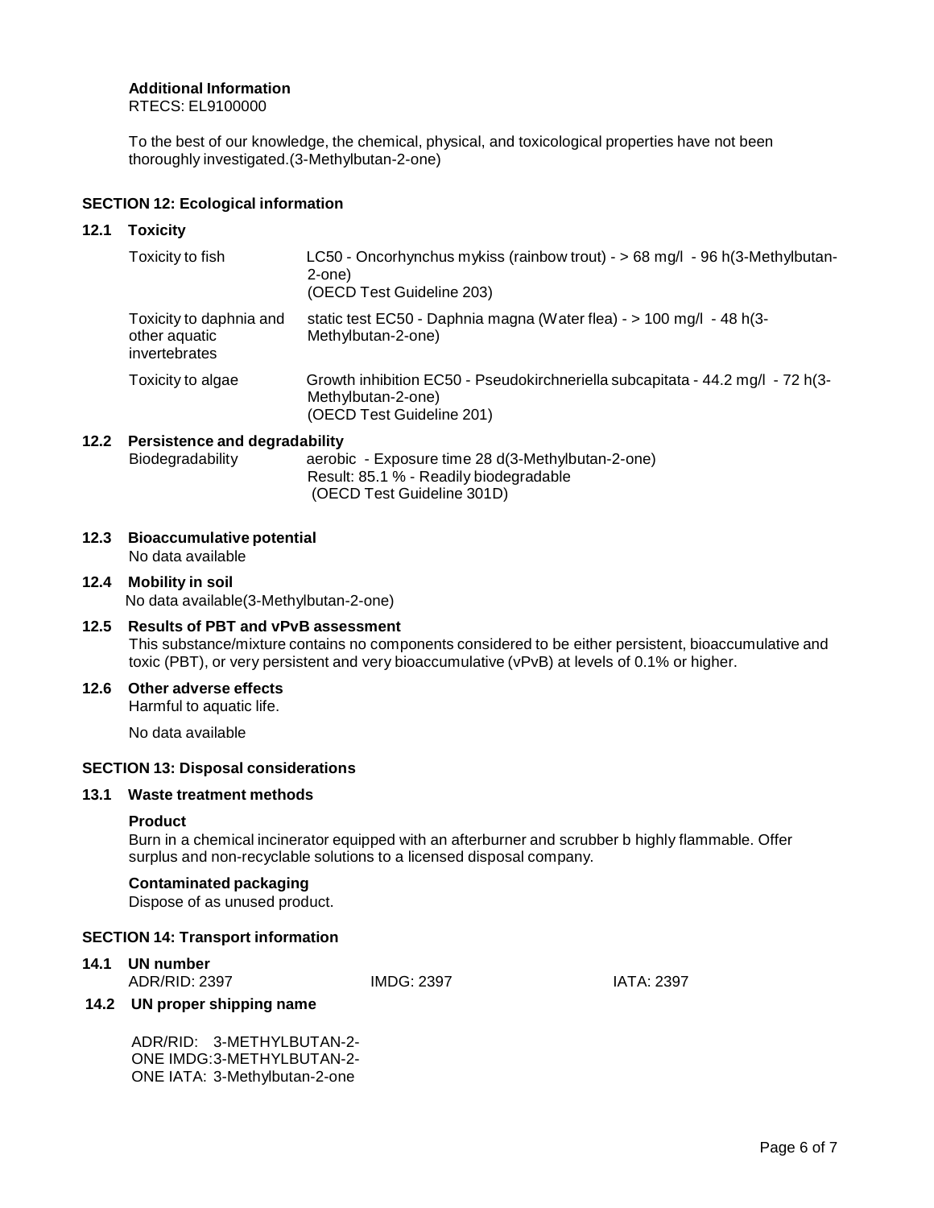**Additional Information**
RTECS: EL9100000

To the best of our knowledge, the chemical, physical, and toxicological properties have not been thoroughly investigated.(3-Methylbutan-2-one)

## SECTION 12: Ecological information

### 12.1 Toxicity

| | |
|---|---|
| Toxicity to fish | LC50 - Oncorhynchus mykiss (rainbow trout) - > 68 mg/l - 96 h(3-Methylbutan-2-one)<br>(OECD Test Guideline 203) |
| Toxicity to daphnia and other aquatic invertebrates | static test EC50 - Daphnia magna (Water flea) - > 100 mg/l - 48 h(3-Methylbutan-2-one) |
| Toxicity to algae | Growth inhibition EC50 - Pseudokirchneriella subcapitata - 44.2 mg/l - 72 h(3-Methylbutan-2-one)<br>(OECD Test Guideline 201) |

### 12.2 Persistence and degradability

| | |
|---|---|
| Biodegradability | aerobic - Exposure time 28 d(3-Methylbutan-2-one)<br>Result: 85.1 % - Readily biodegradable<br>(OECD Test Guideline 301D) |

### 12.3 Bioaccumulative potential

No data available

### 12.4 Mobility in soil

No data available(3-Methylbutan-2-one)

### 12.5 Results of PBT and vPvB assessment

This substance/mixture contains no components considered to be either persistent, bioaccumulative and toxic (PBT), or very persistent and very bioaccumulative (vPvB) at levels of 0.1% or higher.

### 12.6 Other adverse effects

Harmful to aquatic life.

No data available

## SECTION 13: Disposal considerations

### 13.1 Waste treatment methods

**Product**

Burn in a chemical incinerator equipped with an afterburner and scrubber b highly flammable. Offer surplus and non-recyclable solutions to a licensed disposal company.

**Contaminated packaging**

Dispose of as unused product.

## SECTION 14: Transport information

### 14.1 UN number

ADR/RID: 2397 IMDG: 2397 IATA: 2397

### 14.2 UN proper shipping name

ADR/RID: 3-METHYLBUTAN-2-ONE
IMDG: 3-METHYLBUTAN-2-ONE
IATA: 3-Methylbutan-2-one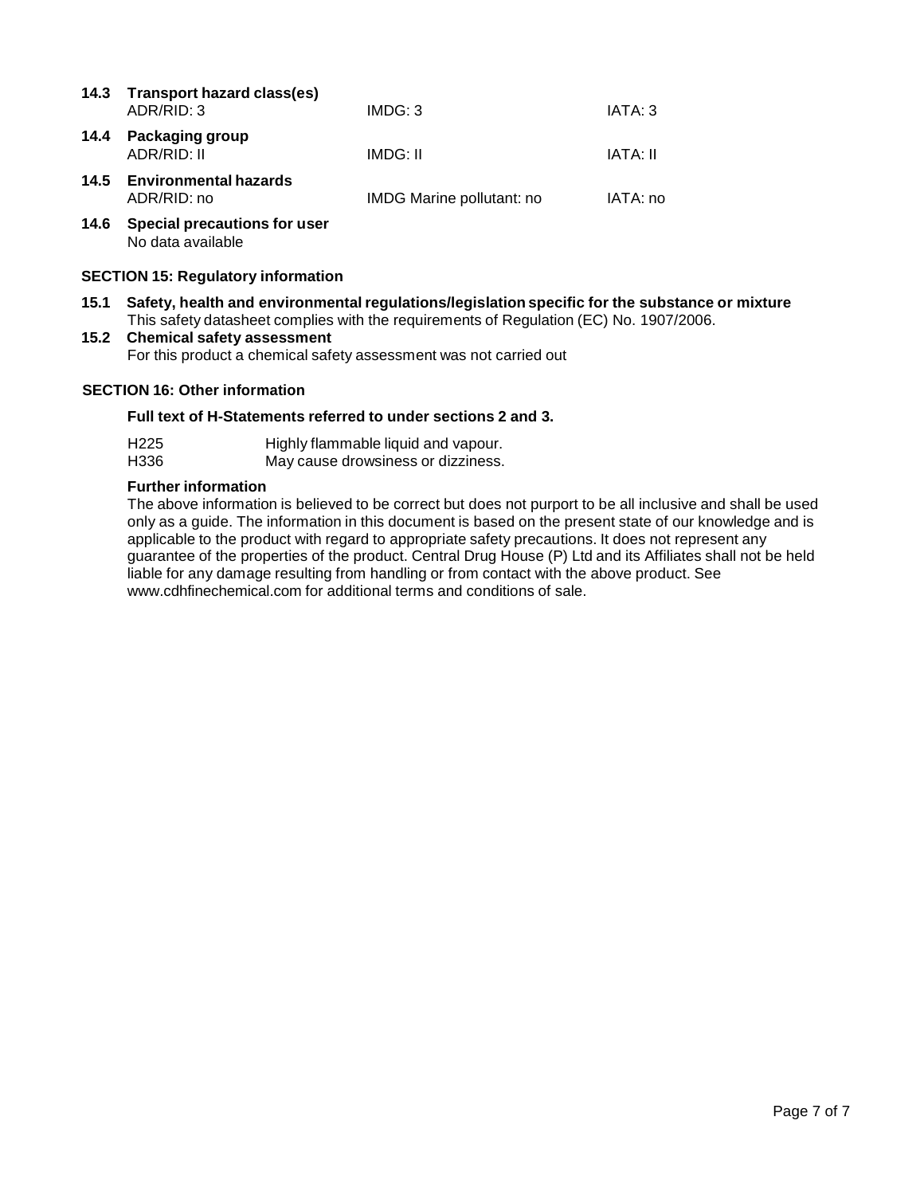### 14.3 Transport hazard class(es)

| | | |
|---|---|---|
| ADR/RID: 3 | IMDG: 3 | IATA: 3 |

### 14.4 Packaging group

| | | |
|---|---|---|
| ADR/RID: II | IMDG: II | IATA: II |

### 14.5 Environmental hazards

| | | |
|---|---|---|
| ADR/RID: no | IMDG Marine pollutant: no | IATA: no |

### 14.6 Special precautions for user

No data available

## SECTION 15: Regulatory information

### 15.1 Safety, health and environmental regulations/legislation specific for the substance or mixture

This safety datasheet complies with the requirements of Regulation (EC) No. 1907/2006.

### 15.2 Chemical safety assessment

For this product a chemical safety assessment was not carried out

## SECTION 16: Other information

**Full text of H-Statements referred to under sections 2 and 3.**

| | |
|---|---|
| H225 | Highly flammable liquid and vapour. |
| H336 | May cause drowsiness or dizziness. |

**Further information**

The above information is believed to be correct but does not purport to be all inclusive and shall be used only as a guide. The information in this document is based on the present state of our knowledge and is applicable to the product with regard to appropriate safety precautions. It does not represent any guarantee of the properties of the product. Central Drug House (P) Ltd and its Affiliates shall not be held liable for any damage resulting from handling or from contact with the above product. See www.cdhfinechemical.com for additional terms and conditions of sale.